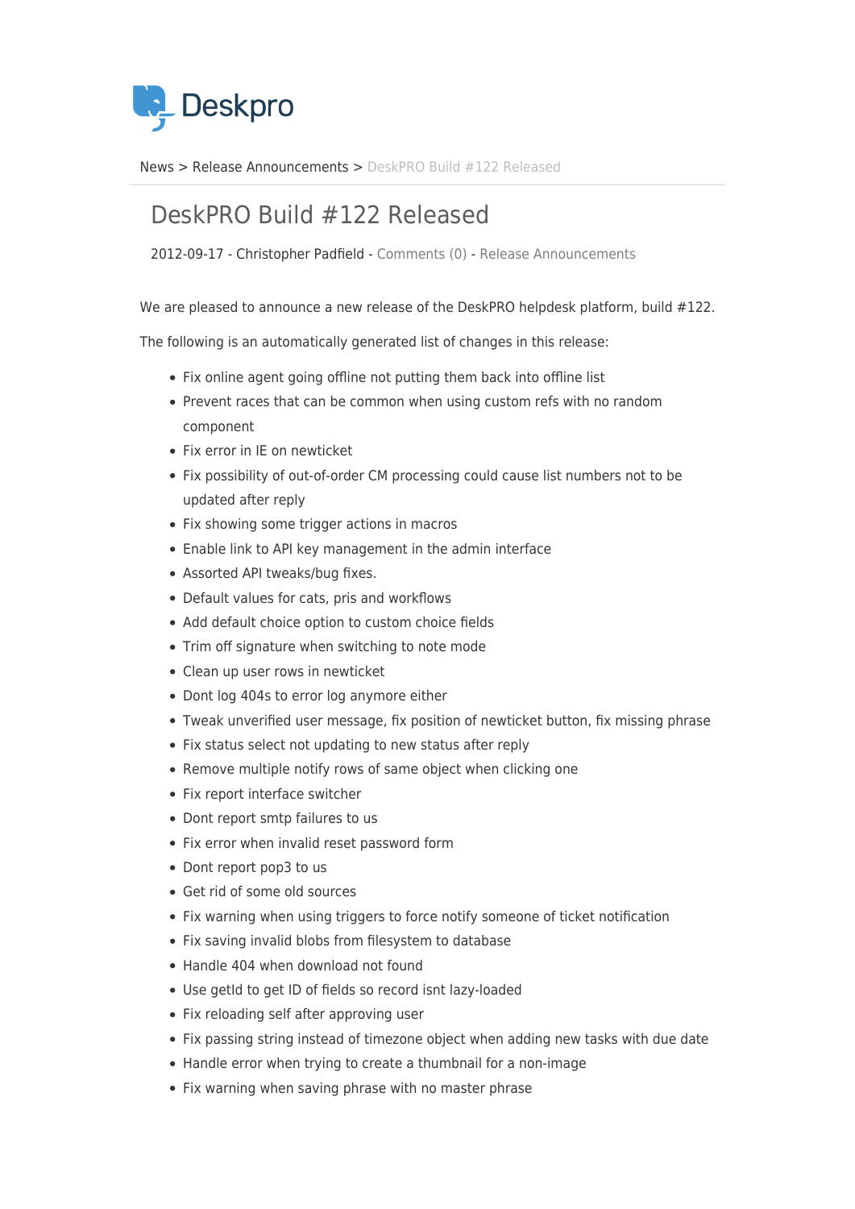Deskpro

News > Release Announcements > DeskPRO Build #122 Released

# DeskPRO Build #122 Released

2012-09-17 - Christopher Padfield - Comments (0) - Release Announcements

We are pleased to announce a new release of the DeskPRO helpdesk platform, build #122.

The following is an automatically generated list of changes in this release:

- Fix online agent going offline not putting them back into offline list
- Prevent races that can be common when using custom refs with no random component
- Fix error in IE on newticket
- Fix possibility of out-of-order CM processing could cause list numbers not to be updated after reply
- Fix showing some trigger actions in macros
- Enable link to API key management in the admin interface
- Assorted API tweaks/bug fixes.
- Default values for cats, pris and workflows
- Add default choice option to custom choice fields
- Trim off signature when switching to note mode
- Clean up user rows in newticket
- Dont log 404s to error log anymore either
- Tweak unverified user message, fix position of newticket button, fix missing phrase
- Fix status select not updating to new status after reply
- Remove multiple notify rows of same object when clicking one
- Fix report interface switcher
- Dont report smtp failures to us
- Fix error when invalid reset password form
- Dont report pop3 to us
- Get rid of some old sources
- Fix warning when using triggers to force notify someone of ticket notification
- Fix saving invalid blobs from filesystem to database
- Handle 404 when download not found
- Use getId to get ID of fields so record isnt lazy-loaded
- Fix reloading self after approving user
- Fix passing string instead of timezone object when adding new tasks with due date
- Handle error when trying to create a thumbnail for a non-image
- Fix warning when saving phrase with no master phrase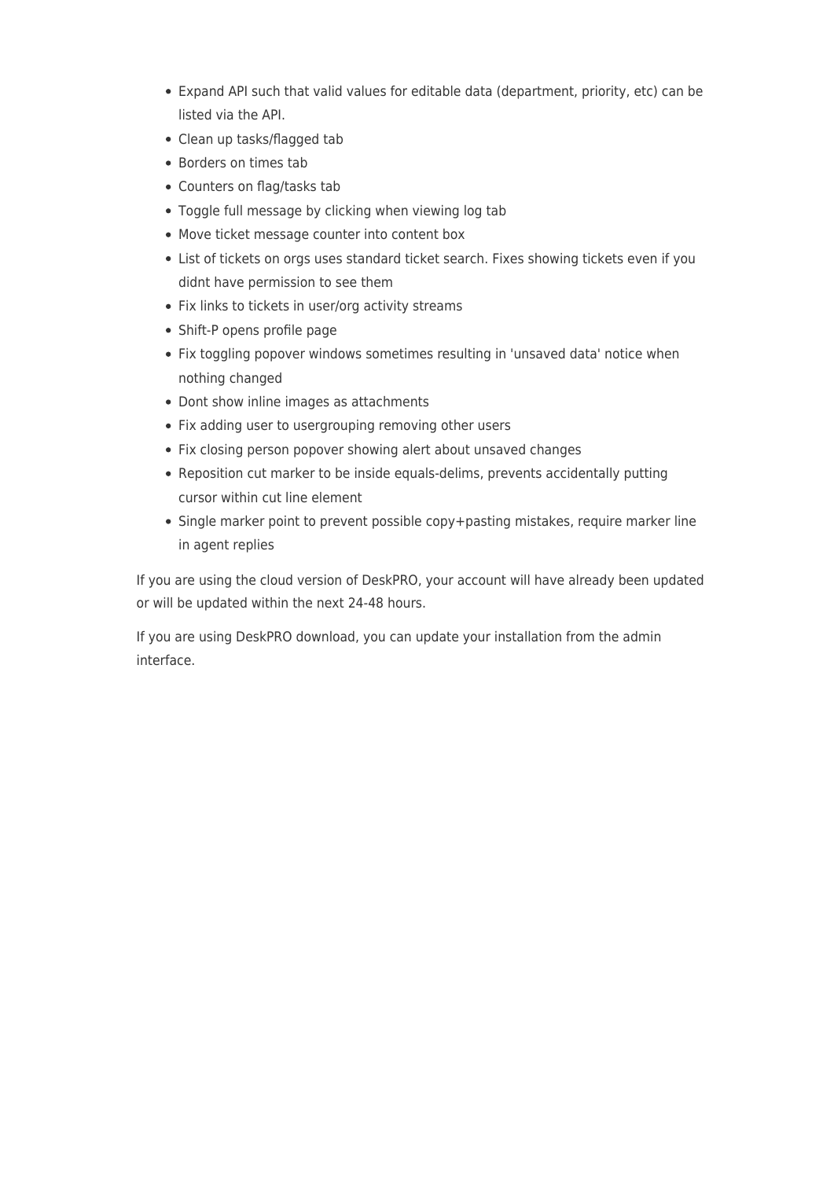- Expand API such that valid values for editable data (department, priority, etc) can be listed via the API.
- Clean up tasks/flagged tab
- Borders on times tab
- Counters on flag/tasks tab
- Toggle full message by clicking when viewing log tab
- Move ticket message counter into content box
- List of tickets on orgs uses standard ticket search. Fixes showing tickets even if you didnt have permission to see them
- Fix links to tickets in user/org activity streams
- Shift-P opens profile page
- Fix toggling popover windows sometimes resulting in 'unsaved data' notice when nothing changed
- Dont show inline images as attachments
- Fix adding user to usergrouping removing other users
- Fix closing person popover showing alert about unsaved changes
- Reposition cut marker to be inside equals-delims, prevents accidentally putting cursor within cut line element
- Single marker point to prevent possible copy+pasting mistakes, require marker line in agent replies

If you are using the cloud version of DeskPRO, your account will have already been updated or will be updated within the next 24-48 hours.

If you are using DeskPRO download, you can update your installation from the admin interface.